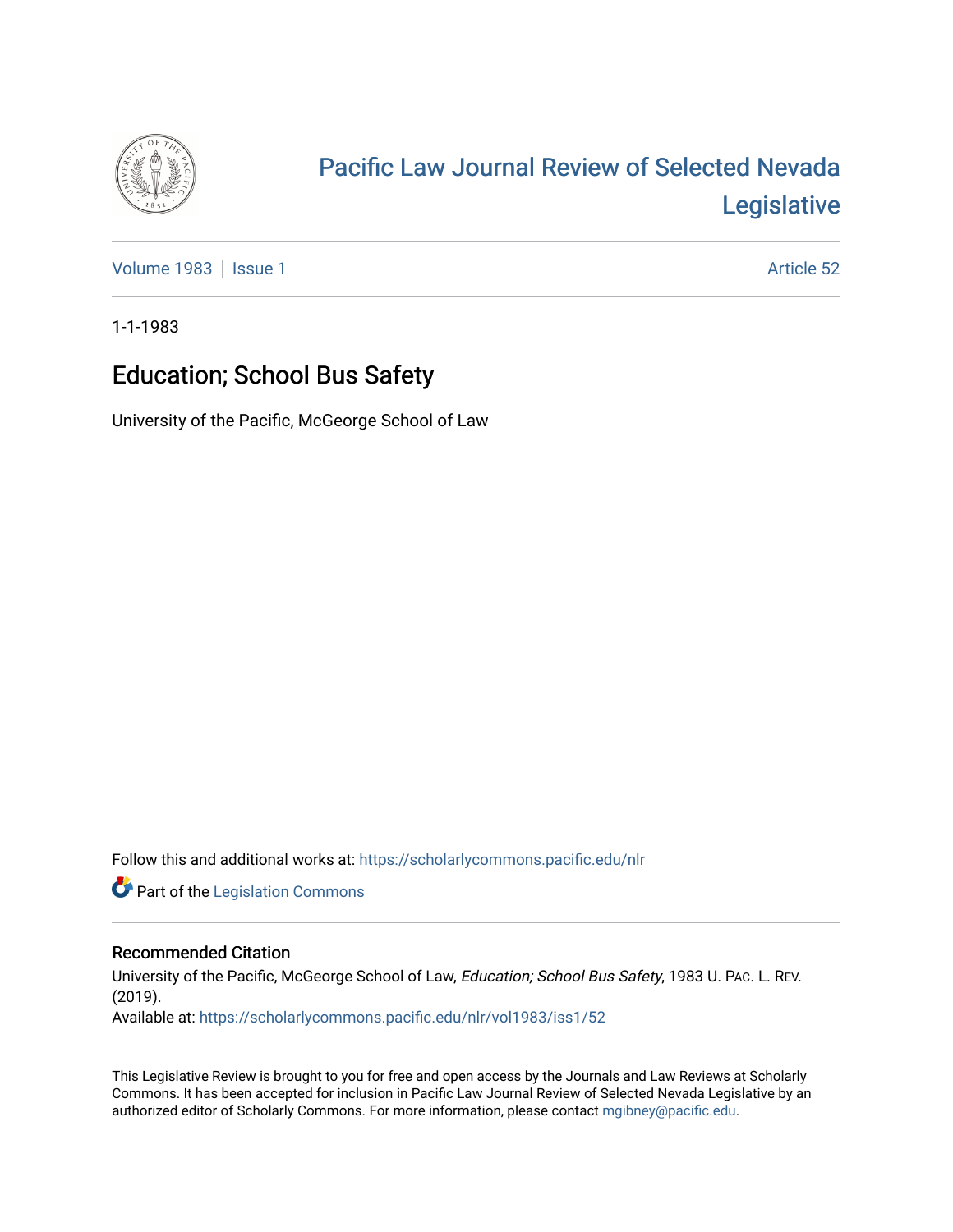# Pacific Law Journal Review of Selected Nevada Legislative

Volume 1983 | Issue 1 Article 52

1-1-1983

## Education; School Bus Safety

University of the Pacific, McGeorge School of Law

Follow this and additional works at: https://scholarlycommons.pacific.edu/nlr

Part of the Legislation Commons

### Recommended Citation

University of the Pacific, McGeorge School of Law, *Education; School Bus Safety*, 1983 U. PAC. L. REV. (2019).
Available at: https://scholarlycommons.pacific.edu/nlr/vol1983/iss1/52

This Legislative Review is brought to you for free and open access by the Journals and Law Reviews at Scholarly Commons. It has been accepted for inclusion in Pacific Law Journal Review of Selected Nevada Legislative by an authorized editor of Scholarly Commons. For more information, please contact mgibney@pacific.edu.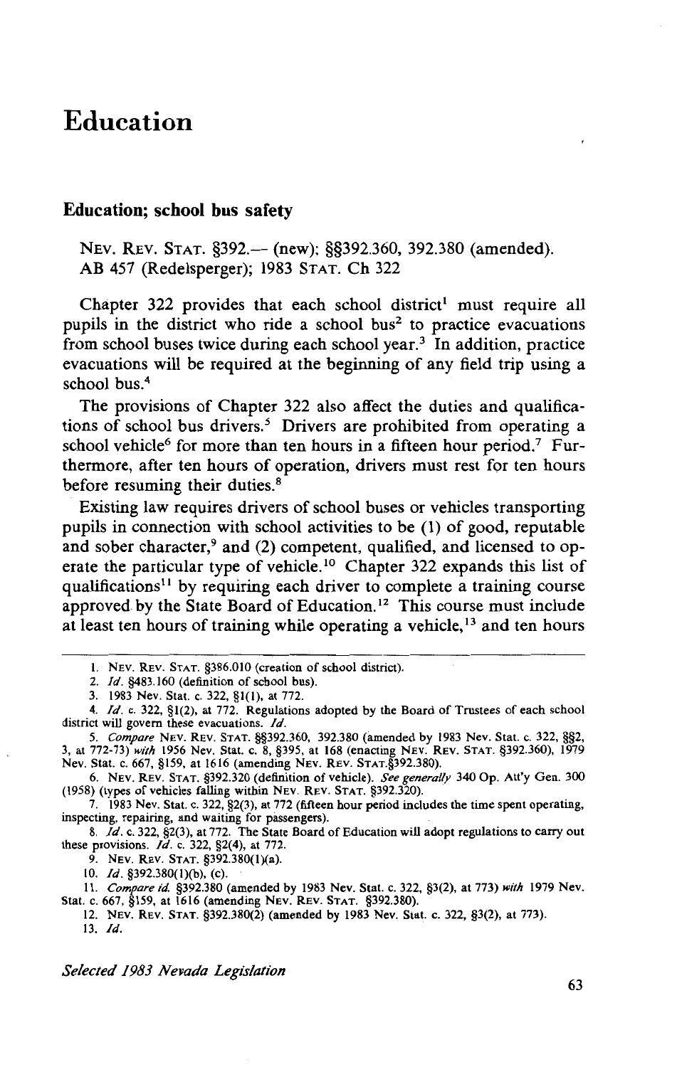# Education

## Education; school bus safety

NEV. REV. STAT. §392.— (new); §§392.360, 392.380 (amended).
AB 457 (Redelsperger); 1983 STAT. Ch 322

Chapter 322 provides that each school district[1] must require all pupils in the district who ride a school bus[2] to practice evacuations from school buses twice during each school year.[3] In addition, practice evacuations will be required at the beginning of any field trip using a school bus.[4]

The provisions of Chapter 322 also affect the duties and qualifications of school bus drivers.[5] Drivers are prohibited from operating a school vehicle[6] for more than ten hours in a fifteen hour period.[7] Furthermore, after ten hours of operation, drivers must rest for ten hours before resuming their duties.[8]

Existing law requires drivers of school buses or vehicles transporting pupils in connection with school activities to be (1) of good, reputable and sober character,[9] and (2) competent, qualified, and licensed to operate the particular type of vehicle.[10] Chapter 322 expands this list of qualifications[11] by requiring each driver to complete a training course approved by the State Board of Education.[12] This course must include at least ten hours of training while operating a vehicle,[13] and ten hours

---

1. NEV. REV. STAT. §386.010 (creation of school district).
2. *Id.* §483.160 (definition of school bus).
3. 1983 Nev. Stat. c. 322, §1(1), at 772.
4. *Id.* c. 322, §1(2), at 772. Regulations adopted by the Board of Trustees of each school district will govern these evacuations. *Id.*
5. *Compare* NEV. REV. STAT. §§392.360, 392.380 (amended by 1983 Nev. Stat. c. 322, §§2, 3, at 772-73) *with* 1956 Nev. Stat. c. 8, §395, at 168 (enacting NEV. REV. STAT. §392.360), 1979 Nev. Stat. c. 667, §159, at 1616 (amending NEV. REV. STAT. §392.380).
6. NEV. REV. STAT. §392.320 (definition of vehicle). *See generally* 340 Op. Att'y Gen. 300 (1958) (types of vehicles falling within NEV. REV. STAT. §392.320).
7. 1983 Nev. Stat. c. 322, §2(3), at 772 (fifteen hour period includes the time spent operating, inspecting, repairing, and waiting for passengers).
8. *Id.* c. 322, §2(3), at 772. The State Board of Education will adopt regulations to carry out these provisions. *Id.* c. 322, §2(4), at 772.
9. NEV. REV. STAT. §392.380(1)(a).
10. *Id.* §392.380(1)(b), (c).
11. *Compare id.* §392.380 (amended by 1983 Nev. Stat. c. 322, §3(2), at 773) *with* 1979 Nev. Stat. c. 667, §159, at 1616 (amending NEV. REV. STAT. §392.380).
12. NEV. REV. STAT. §392.380(2) (amended by 1983 Nev. Stat. c. 322, §3(2), at 773).
13. *Id.*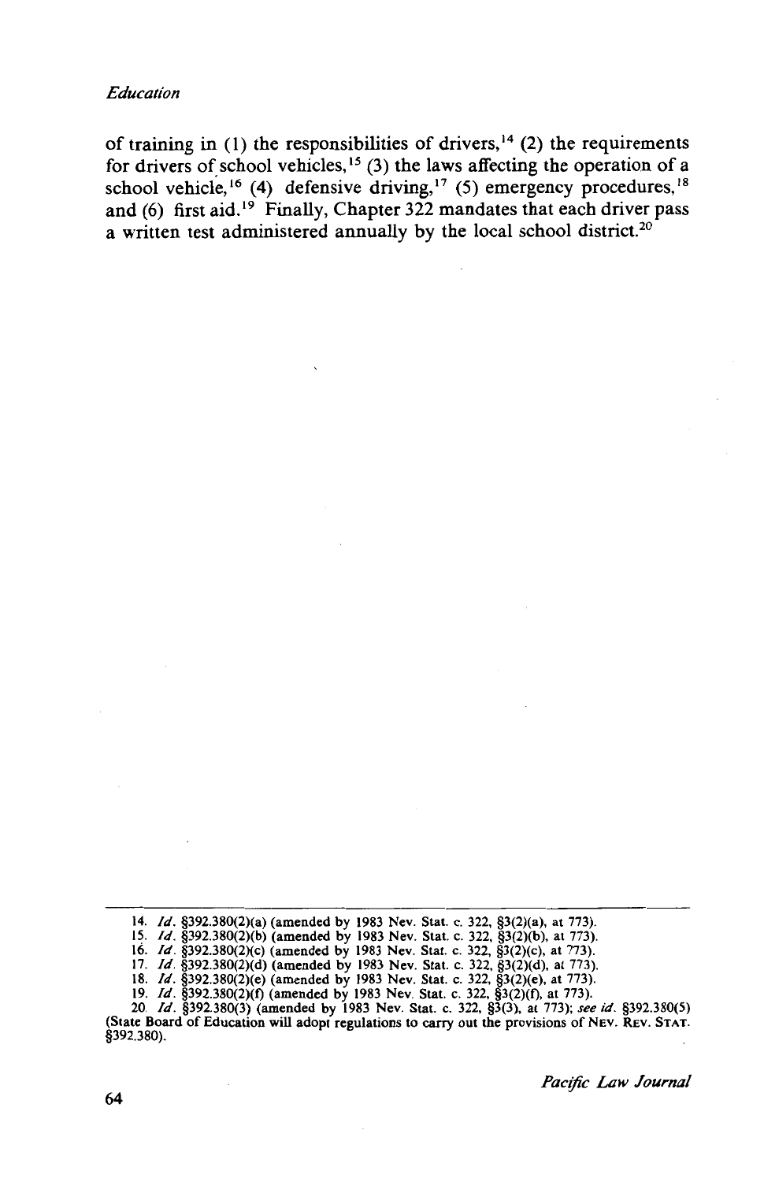of training in (1) the responsibilities of drivers,[14] (2) the requirements for drivers of school vehicles,[15] (3) the laws affecting the operation of a school vehicle,[16] (4) defensive driving,[17] (5) emergency procedures,[18] and (6) first aid.[19] Finally, Chapter 322 mandates that each driver pass a written test administered annually by the local school district.[20]

---

14. *Id.* §392.380(2)(a) (amended by 1983 Nev. Stat. c. 322, §3(2)(a), at 773).
15. *Id.* §392.380(2)(b) (amended by 1983 Nev. Stat. c. 322, §3(2)(b), at 773).
16. *Id.* §392.380(2)(c) (amended by 1983 Nev. Stat. c. 322, §3(2)(c), at 773).
17. *Id.* §392.380(2)(d) (amended by 1983 Nev. Stat. c. 322, §3(2)(d), at 773).
18. *Id.* §392.380(2)(e) (amended by 1983 Nev. Stat. c. 322, §3(2)(e), at 773).
19. *Id.* §392.380(2)(f) (amended by 1983 Nev. Stat. c. 322, §3(2)(f), at 773).
20. *Id.* §392.380(3) (amended by 1983 Nev. Stat. c. 322, §3(3), at 773); *see id.* §392.380(5) (State Board of Education will adopt regulations to carry out the provisions of NEV. REV. STAT. §392.380).